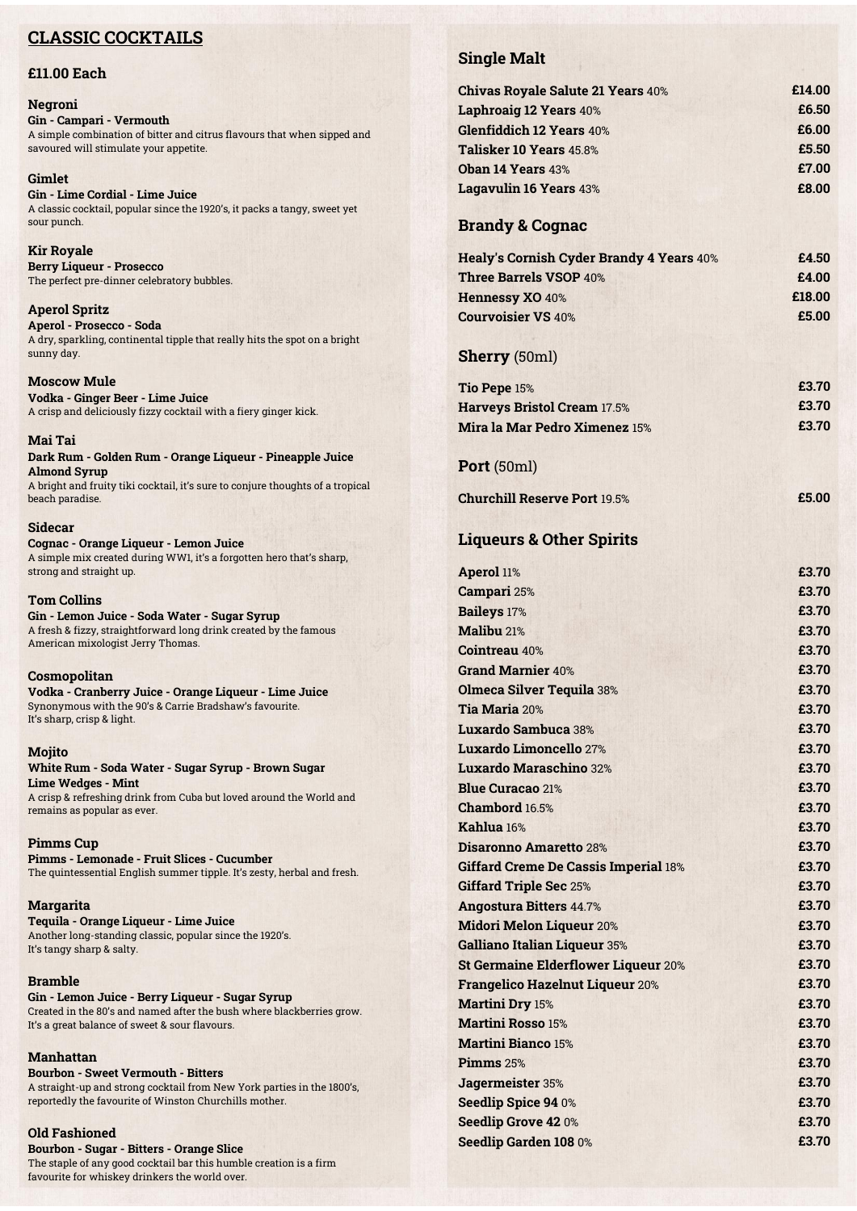## CLASSIC COCKTAILS

### £11.00 Each

**Negroni**
**Gin - Campari - Vermouth**
A simple combination of bitter and citrus flavours that when sipped and savoured will stimulate your appetite.

**Gimlet**
**Gin - Lime Cordial - Lime Juice**
A classic cocktail, popular since the 1920's, it packs a tangy, sweet yet sour punch.

**Kir Royale**
**Berry Liqueur - Prosecco**
The perfect pre-dinner celebratory bubbles.

**Aperol Spritz**
**Aperol - Prosecco - Soda**
A dry, sparkling, continental tipple that really hits the spot on a bright sunny day.

**Moscow Mule**
**Vodka - Ginger Beer - Lime Juice**
A crisp and deliciously fizzy cocktail with a fiery ginger kick.

**Mai Tai**
**Dark Rum - Golden Rum - Orange Liqueur - Pineapple Juice Almond Syrup**
A bright and fruity tiki cocktail, it's sure to conjure thoughts of a tropical beach paradise.

**Sidecar**
**Cognac - Orange Liqueur - Lemon Juice**
A simple mix created during WW1, it's a forgotten hero that's sharp, strong and straight up.

**Tom Collins**
**Gin - Lemon Juice - Soda Water - Sugar Syrup**
A fresh & fizzy, straightforward long drink created by the famous American mixologist Jerry Thomas.

**Cosmopolitan**
**Vodka - Cranberry Juice - Orange Liqueur - Lime Juice**
Synonymous with the 90's & Carrie Bradshaw's favourite.
It's sharp, crisp & light.

**Mojito**
**White Rum - Soda Water - Sugar Syrup - Brown Sugar Lime Wedges - Mint**
A crisp & refreshing drink from Cuba but loved around the World and remains as popular as ever.

**Pimms Cup**
**Pimms - Lemonade - Fruit Slices - Cucumber**
The quintessential English summer tipple. It's zesty, herbal and fresh.

**Margarita**
**Tequila - Orange Liqueur - Lime Juice**
Another long-standing classic, popular since the 1920's.
It's tangy sharp & salty.

**Bramble**
**Gin - Lemon Juice - Berry Liqueur - Sugar Syrup**
Created in the 80's and named after the bush where blackberries grow.
It's a great balance of sweet & sour flavours.

**Manhattan**
**Bourbon - Sweet Vermouth - Bitters**
A straight-up and strong cocktail from New York parties in the 1800's, reportedly the favourite of Winston Churchills mother.

**Old Fashioned**
**Bourbon - Sugar - Bitters - Orange Slice**
The staple of any good cocktail bar this humble creation is a firm favourite for whiskey drinkers the world over.

## Single Malt

| | |
|---|---|
| **Chivas Royale Salute 21 Years** 40% | **£14.00** |
| **Laphroaig 12 Years** 40% | **£6.50** |
| **Glenfiddich 12 Years** 40% | **£6.00** |
| **Talisker 10 Years** 45.8% | **£5.50** |
| **Oban 14 Years** 43% | **£7.00** |
| **Lagavulin 16 Years** 43% | **£8.00** |

## Brandy & Cognac

| | |
|---|---|
| **Healy's Cornish Cyder Brandy 4 Years** 40% | **£4.50** |
| **Three Barrels VSOP** 40% | **£4.00** |
| **Hennessy XO** 40% | **£18.00** |
| **Courvoisier VS** 40% | **£5.00** |

## Sherry (50ml)

| | |
|---|---|
| **Tio Pepe** 15% | **£3.70** |
| **Harveys Bristol Cream** 17.5% | **£3.70** |
| **Mira la Mar Pedro Ximenez** 15% | **£3.70** |

## Port (50ml)

| | |
|---|---|
| **Churchill Reserve Port** 19.5% | **£5.00** |

## Liqueurs & Other Spirits

| | |
|---|---|
| **Aperol** 11% | **£3.70** |
| **Campari** 25% | **£3.70** |
| **Baileys** 17% | **£3.70** |
| **Malibu** 21% | **£3.70** |
| **Cointreau** 40% | **£3.70** |
| **Grand Marnier** 40% | **£3.70** |
| **Olmeca Silver Tequila** 38% | **£3.70** |
| **Tia Maria** 20% | **£3.70** |
| **Luxardo Sambuca** 38% | **£3.70** |
| **Luxardo Limoncello** 27% | **£3.70** |
| **Luxardo Maraschino** 32% | **£3.70** |
| **Blue Curacao** 21% | **£3.70** |
| **Chambord** 16.5% | **£3.70** |
| **Kahlua** 16% | **£3.70** |
| **Disaronno Amaretto** 28% | **£3.70** |
| **Giffard Creme De Cassis Imperial** 18% | **£3.70** |
| **Giffard Triple Sec** 25% | **£3.70** |
| **Angostura Bitters** 44.7% | **£3.70** |
| **Midori Melon Liqueur** 20% | **£3.70** |
| **Galliano Italian Liqueur** 35% | **£3.70** |
| **St Germaine Elderflower Liqueur** 20% | **£3.70** |
| **Frangelico Hazelnut Liqueur** 20% | **£3.70** |
| **Martini Dry** 15% | **£3.70** |
| **Martini Rosso** 15% | **£3.70** |
| **Martini Bianco** 15% | **£3.70** |
| **Pimms** 25% | **£3.70** |
| **Jagermeister** 35% | **£3.70** |
| **Seedlip Spice 94** 0% | **£3.70** |
| **Seedlip Grove 42** 0% | **£3.70** |
| **Seedlip Garden 108** 0% | **£3.70** |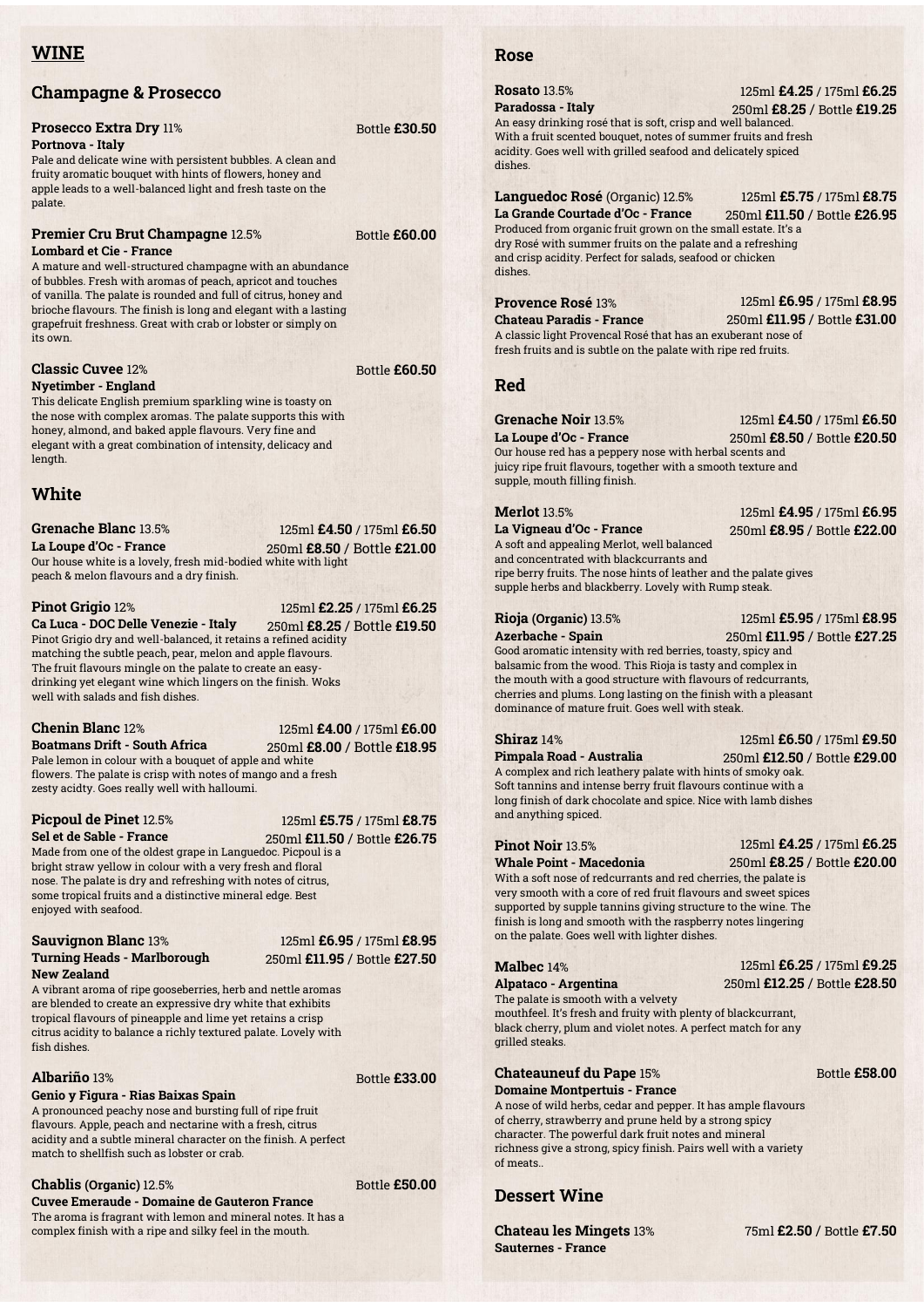# WINE

## Champagne & Prosecco

**Prosecco Extra Dry** 11% — Bottle **£30.50**
**Portnova - Italy**
Pale and delicate wine with persistent bubbles. A clean and fruity aromatic bouquet with hints of flowers, honey and apple leads to a well-balanced light and fresh taste on the palate.

**Premier Cru Brut Champagne** 12.5% — Bottle **£60.00**
**Lombard et Cie - France**
A mature and well-structured champagne with an abundance of bubbles. Fresh with aromas of peach, apricot and touches of vanilla. The palate is rounded and full of citrus, honey and brioche flavours. The finish is long and elegant with a lasting grapefruit freshness. Great with crab or lobster or simply on its own.

**Classic Cuvee** 12% — Bottle **£60.50**
**Nyetimber - England**
This delicate English premium sparkling wine is toasty on the nose with complex aromas. The palate supports this with honey, almond, and baked apple flavours. Very fine and elegant with a great combination of intensity, delicacy and length.

## White

**Grenache Blanc** 13.5% — 125ml **£4.50** / 175ml **£6.50** / 250ml **£8.50** / Bottle **£21.00**
**La Loupe d'Oc - France**
Our house white is a lovely, fresh mid-bodied white with light peach & melon flavours and a dry finish.

**Pinot Grigio** 12% — 125ml **£2.25** / 175ml **£6.25** / 250ml **£8.25** / Bottle **£19.50**
**Ca Luca - DOC Delle Venezie - Italy**
Pinot Grigio dry and well-balanced, it retains a refined acidity matching the subtle peach, pear, melon and apple flavours. The fruit flavours mingle on the palate to create an easy-drinking yet elegant wine which lingers on the finish. Woks well with salads and fish dishes.

**Chenin Blanc** 12% — 125ml **£4.00** / 175ml **£6.00** / 250ml **£8.00** / Bottle **£18.95**
**Boatmans Drift - South Africa**
Pale lemon in colour with a bouquet of apple and white flowers. The palate is crisp with notes of mango and a fresh zesty acidty. Goes really well with halloumi.

**Picpoul de Pinet** 12.5% — 125ml **£5.75** / 175ml **£8.75** / 250ml **£11.50** / Bottle **£26.75**
**Sel et de Sable - France**
Made from one of the oldest grape in Languedoc. Picpoul is a bright straw yellow in colour with a very fresh and floral nose. The palate is dry and refreshing with notes of citrus, some tropical fruits and a distinctive mineral edge. Best enjoyed with seafood.

**Sauvignon Blanc** 13% — 125ml **£6.95** / 175ml **£8.95** / 250ml **£11.95** / Bottle **£27.50**
**Turning Heads - Marlborough New Zealand**
A vibrant aroma of ripe gooseberries, herb and nettle aromas are blended to create an expressive dry white that exhibits tropical flavours of pineapple and lime yet retains a crisp citrus acidity to balance a richly textured palate. Lovely with fish dishes.

**Albariño** 13% — Bottle **£33.00**
**Genio y Figura - Rias Baixas Spain**
A pronounced peachy nose and bursting full of ripe fruit flavours. Apple, peach and nectarine with a fresh, citrus acidity and a subtle mineral character on the finish. A perfect match to shellfish such as lobster or crab.

**Chablis (Organic)** 12.5% — Bottle **£50.00**
**Cuvee Emeraude - Domaine de Gauteron France**
The aroma is fragrant with lemon and mineral notes. It has a complex finish with a ripe and silky feel in the mouth.

## Rose

**Rosato** 13.5% — 125ml **£4.25** / 175ml **£6.25** / 250ml **£8.25** / Bottle **£19.25**
**Paradossa - Italy**
An easy drinking rosé that is soft, crisp and well balanced. With a fruit scented bouquet, notes of summer fruits and fresh acidity. Goes well with grilled seafood and delicately spiced dishes.

**Languedoc Rosé** (Organic) 12.5% — 125ml **£5.75** / 175ml **£8.75** / 250ml **£11.50** / Bottle **£26.95**
**La Grande Courtade d'Oc - France**
Produced from organic fruit grown on the small estate. It's a dry Rosé with summer fruits on the palate and a refreshing and crisp acidity. Perfect for salads, seafood or chicken dishes.

**Provence Rosé** 13% — 125ml **£6.95** / 175ml **£8.95** / 250ml **£11.95** / Bottle **£31.00**
**Chateau Paradis - France**
A classic light Provencal Rosé that has an exuberant nose of fresh fruits and is subtle on the palate with ripe red fruits.

## Red

**Grenache Noir** 13.5% — 125ml **£4.50** / 175ml **£6.50** / 250ml **£8.50** / Bottle **£20.50**
**La Loupe d'Oc - France**
Our house red has a peppery nose with herbal scents and juicy ripe fruit flavours, together with a smooth texture and supple, mouth filling finish.

**Merlot** 13.5% — 125ml **£4.95** / 175ml **£6.95** / 250ml **£8.95** / Bottle **£22.00**
**La Vigneau d'Oc - France**
A soft and appealing Merlot, well balanced and concentrated with blackcurrants and ripe berry fruits. The nose hints of leather and the palate gives supple herbs and blackberry. Lovely with Rump steak.

**Rioja (Organic)** 13.5% — 125ml **£5.95** / 175ml **£8.95** / 250ml **£11.95** / Bottle **£27.25**
**Azerbache - Spain**
Good aromatic intensity with red berries, toasty, spicy and balsamic from the wood. This Rioja is tasty and complex in the mouth with a good structure with flavours of redcurrants, cherries and plums. Long lasting on the finish with a pleasant dominance of mature fruit. Goes well with steak.

**Shiraz** 14% — 125ml **£6.50** / 175ml **£9.50** / 250ml **£12.50** / Bottle **£29.00**
**Pimpala Road - Australia**
A complex and rich leathery palate with hints of smoky oak. Soft tannins and intense berry fruit flavours continue with a long finish of dark chocolate and spice. Nice with lamb dishes and anything spiced.

**Pinot Noir** 13.5% — 125ml **£4.25** / 175ml **£6.25** / 250ml **£8.25** / Bottle **£20.00**
**Whale Point - Macedonia**
With a soft nose of redcurrants and red cherries, the palate is very smooth with a core of red fruit flavours and sweet spices supported by supple tannins giving structure to the wine. The finish is long and smooth with the raspberry notes lingering on the palate. Goes well with lighter dishes.

**Malbec** 14% — 125ml **£6.25** / 175ml **£9.25** / 250ml **£12.25** / Bottle **£28.50**
**Alpataco - Argentina**
The palate is smooth with a velvety mouthfeel. It's fresh and fruity with plenty of blackcurrant, black cherry, plum and violet notes. A perfect match for any grilled steaks.

**Chateauneuf du Pape** 15% — Bottle **£58.00**
**Domaine Montpertuis - France**
A nose of wild herbs, cedar and pepper. It has ample flavours of cherry, strawberry and prune held by a strong spicy character. The powerful dark fruit notes and mineral richness give a strong, spicy finish. Pairs well with a variety of meats..

## Dessert Wine

**Chateau les Mingets** 13% — 75ml **£2.50** / Bottle **£7.50**
**Sauternes - France**